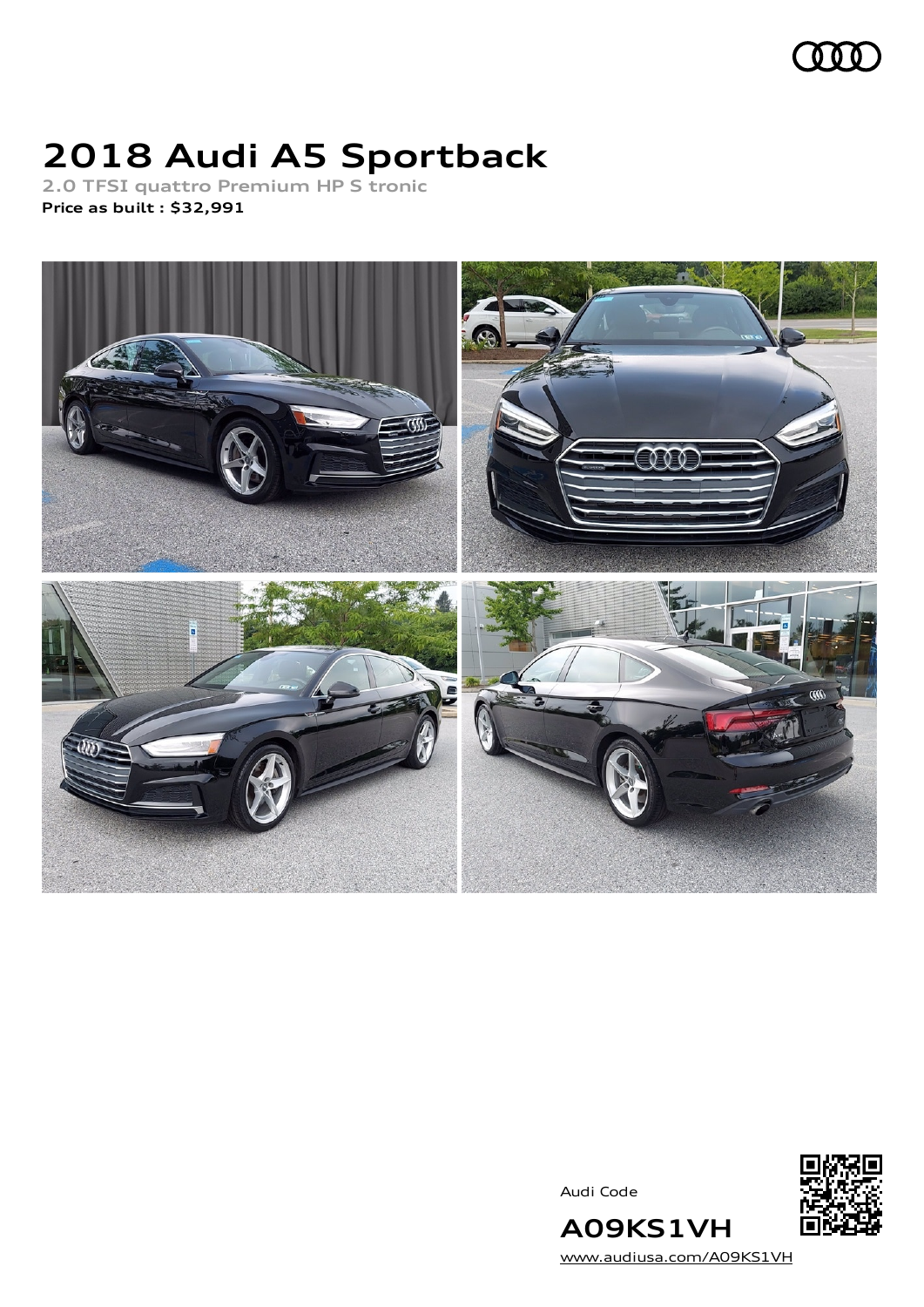# 2018 Audi A5 Sportback

**2.0 TFSI quattro Premium HP S tronic**

**Price as built : $32,991**

Audi Code

**A09KS1VH**

www.audiusa.com/A09KS1VH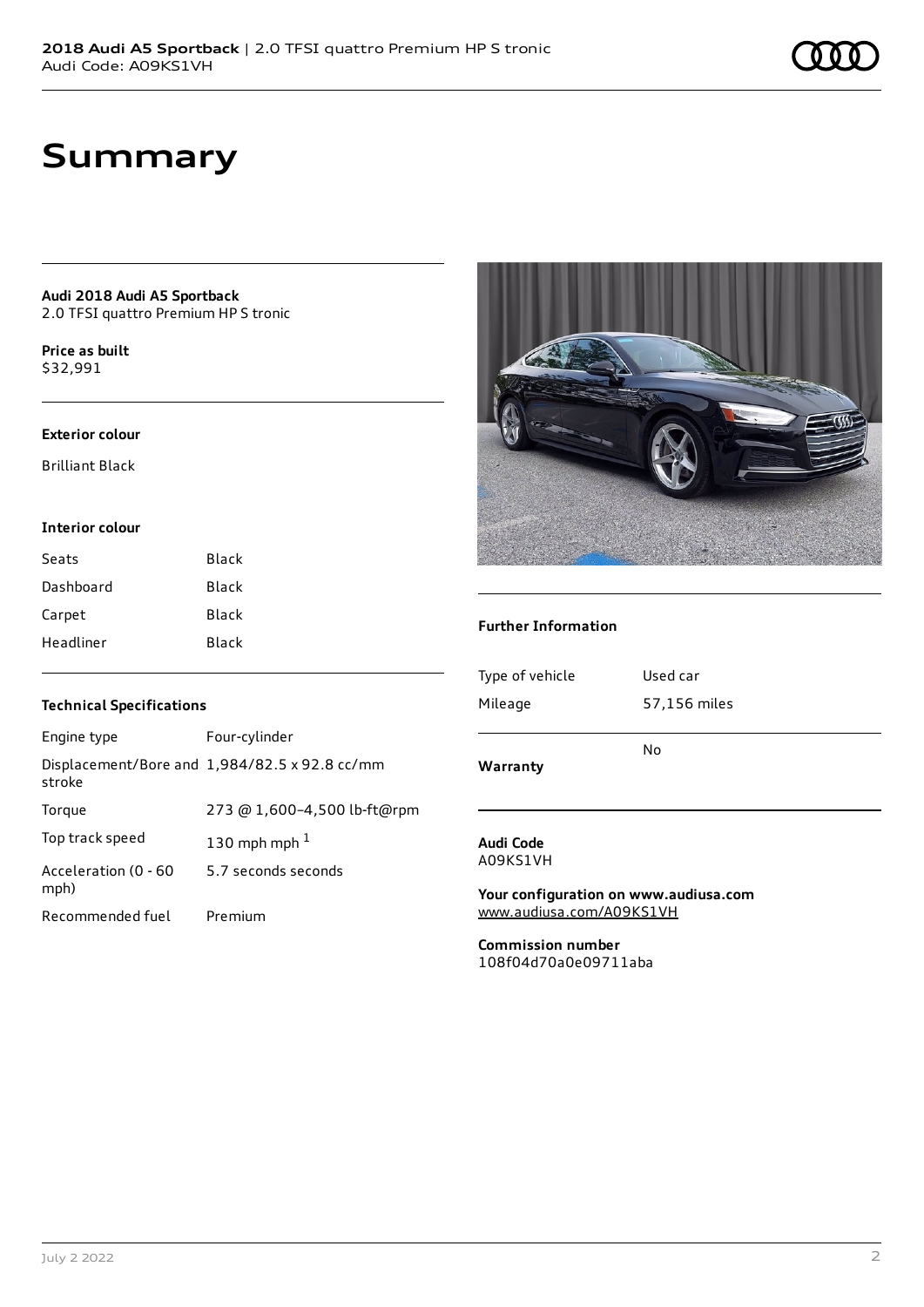# Summary

**Audi 2018 Audi A5 Sportback**
2.0 TFSI quattro Premium HP S tronic

**Price as built**
$32,991

### Exterior colour

Brilliant Black

### Interior colour

| Seats | Black |
| --- | --- |
| Dashboard | Black |
| Carpet | Black |
| Headliner | Black |

### Technical Specifications

| Engine type | Four-cylinder |
| --- | --- |
| Displacement/Bore and stroke | 1,984/82.5 x 92.8 cc/mm |
| Torque | 273 @ 1,600–4,500 lb-ft@rpm |
| Top track speed | 130 mph mph [1] |
| Acceleration (0 - 60 mph) | 5.7 seconds seconds |
| Recommended fuel | Premium |

### Further Information

| Type of vehicle | Used car |
| --- | --- |
| Mileage | 57,156 miles |
| **Warranty** | No |

**Audi Code**
A09KS1VH

**Your configuration on www.audiusa.com**
www.audiusa.com/A09KS1VH

**Commission number**
108f04d70a0e09711aba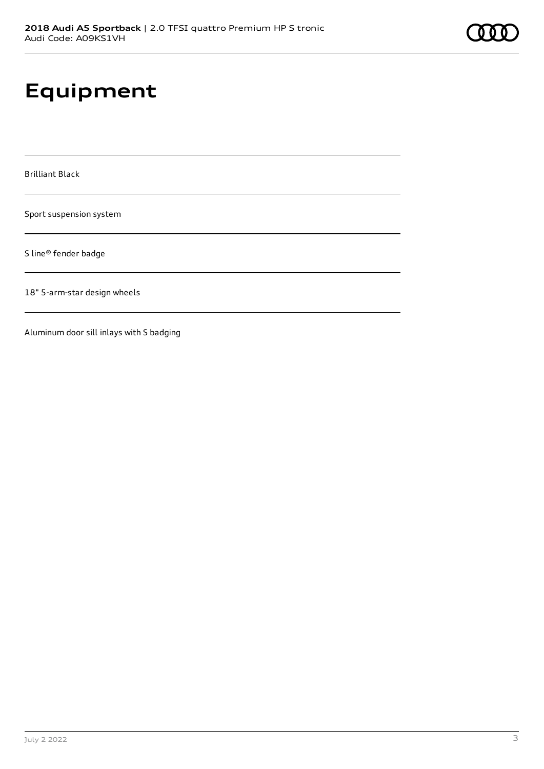# Equipment

Brilliant Black

Sport suspension system

S line® fender badge

18" 5-arm-star design wheels

Aluminum door sill inlays with S badging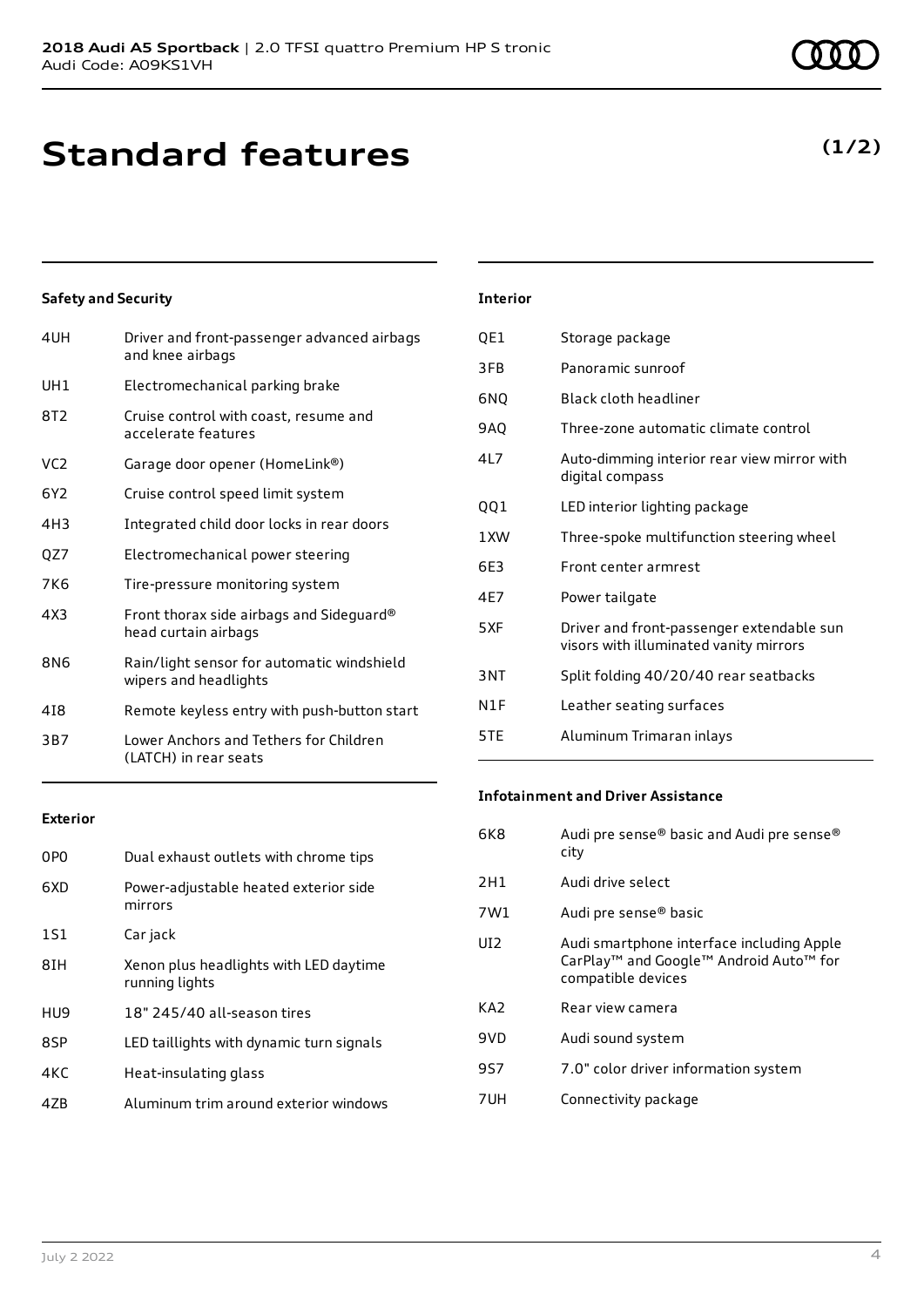# Standard features

**(1/2)**

### Safety and Security

| | |
|---|---|
| 4UH | Driver and front-passenger advanced airbags and knee airbags |
| UH1 | Electromechanical parking brake |
| 8T2 | Cruise control with coast, resume and accelerate features |
| VC2 | Garage door opener (HomeLink®) |
| 6Y2 | Cruise control speed limit system |
| 4H3 | Integrated child door locks in rear doors |
| QZ7 | Electromechanical power steering |
| 7K6 | Tire-pressure monitoring system |
| 4X3 | Front thorax side airbags and Sideguard® head curtain airbags |
| 8N6 | Rain/light sensor for automatic windshield wipers and headlights |
| 4I8 | Remote keyless entry with push-button start |
| 3B7 | Lower Anchors and Tethers for Children (LATCH) in rear seats |

### Exterior

| | |
|---|---|
| 0P0 | Dual exhaust outlets with chrome tips |
| 6XD | Power-adjustable heated exterior side mirrors |
| 1S1 | Car jack |
| 8IH | Xenon plus headlights with LED daytime running lights |
| HU9 | 18" 245/40 all-season tires |
| 8SP | LED taillights with dynamic turn signals |
| 4KC | Heat-insulating glass |
| 4ZB | Aluminum trim around exterior windows |

### Interior

| | |
|---|---|
| QE1 | Storage package |
| 3FB | Panoramic sunroof |
| 6NQ | Black cloth headliner |
| 9AQ | Three-zone automatic climate control |
| 4L7 | Auto-dimming interior rear view mirror with digital compass |
| QQ1 | LED interior lighting package |
| 1XW | Three-spoke multifunction steering wheel |
| 6E3 | Front center armrest |
| 4E7 | Power tailgate |
| 5XF | Driver and front-passenger extendable sun visors with illuminated vanity mirrors |
| 3NT | Split folding 40/20/40 rear seatbacks |
| N1F | Leather seating surfaces |
| 5TE | Aluminum Trimaran inlays |

### Infotainment and Driver Assistance

| | |
|---|---|
| 6K8 | Audi pre sense® basic and Audi pre sense® city |
| 2H1 | Audi drive select |
| 7W1 | Audi pre sense® basic |
| UI2 | Audi smartphone interface including Apple CarPlay™ and Google™ Android Auto™ for compatible devices |
| KA2 | Rear view camera |
| 9VD | Audi sound system |
| 9S7 | 7.0" color driver information system |
| 7UH | Connectivity package |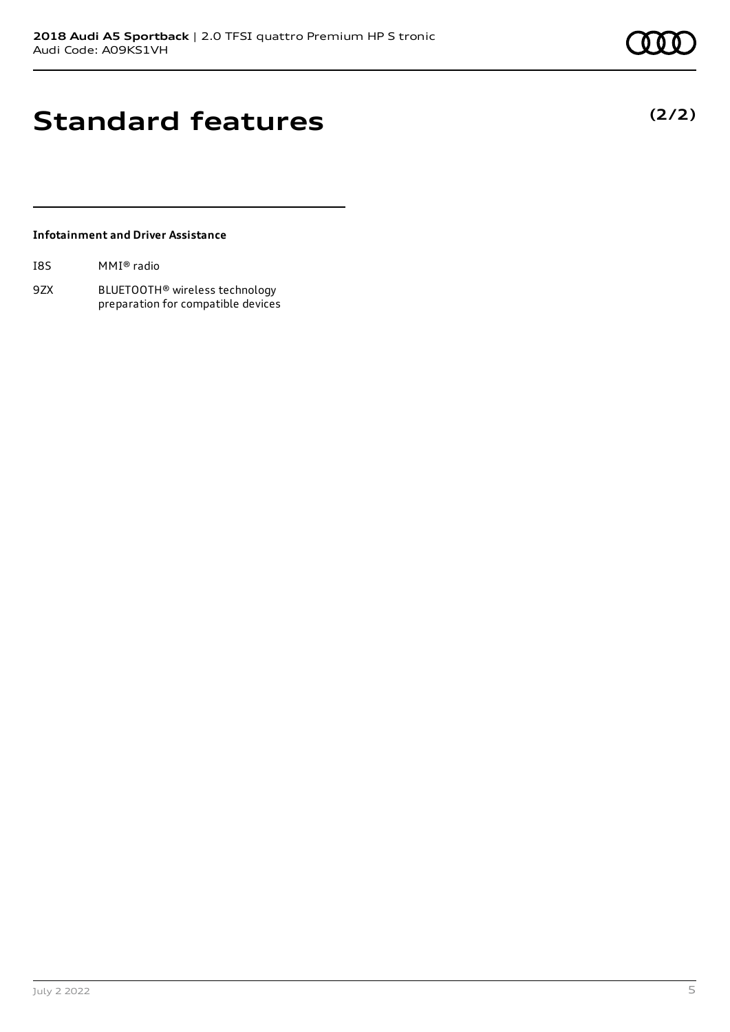# Standard features

**(2/2)**

**Infotainment and Driver Assistance**

| | |
|---|---|
| I8S | MMI® radio |
| 9ZX | BLUETOOTH® wireless technology preparation for compatible devices |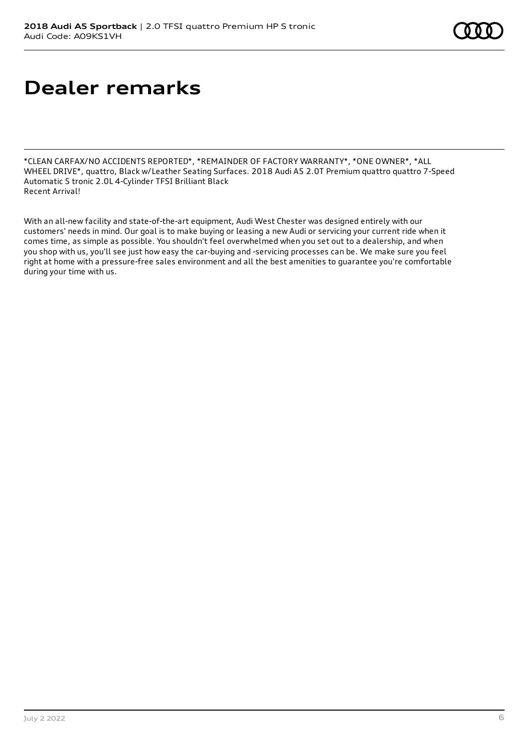# Dealer remarks

*CLEAN CARFAX/NO ACCIDENTS REPORTED*, *REMAINDER OF FACTORY WARRANTY*, *ONE OWNER*, *ALL WHEEL DRIVE*, quattro, Black w/Leather Seating Surfaces. 2018 Audi A5 2.0T Premium quattro quattro 7-Speed Automatic S tronic 2.0L 4-Cylinder TFSI Brilliant Black
Recent Arrival!

With an all-new facility and state-of-the-art equipment, Audi West Chester was designed entirely with our customers' needs in mind. Our goal is to make buying or leasing a new Audi or servicing your current ride when it comes time, as simple as possible. You shouldn't feel overwhelmed when you set out to a dealership, and when you shop with us, you'll see just how easy the car-buying and -servicing processes can be. We make sure you feel right at home with a pressure-free sales environment and all the best amenities to guarantee you're comfortable during your time with us.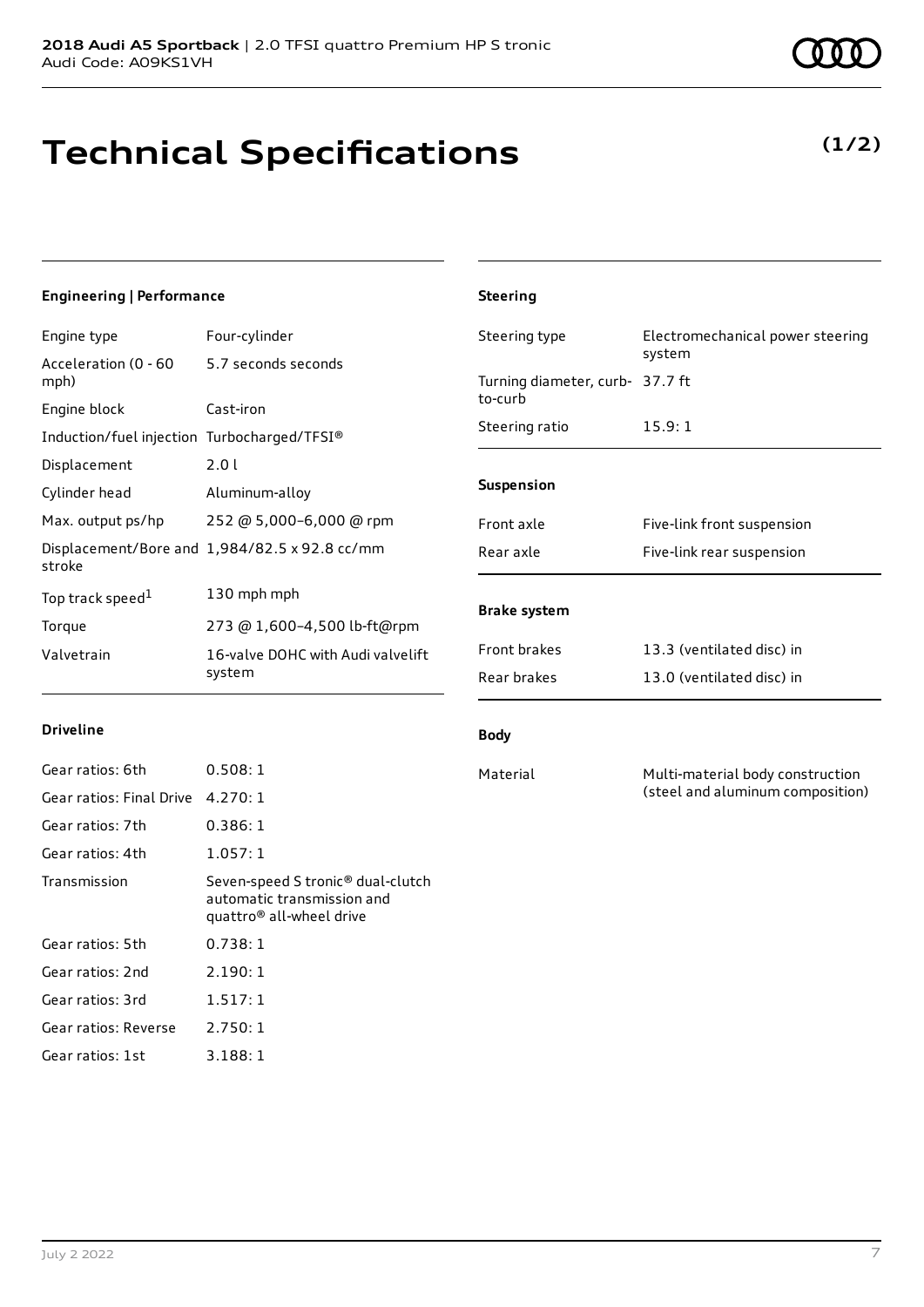**2018 Audi A5 Sportback** | 2.0 TFSI quattro Premium HP S tronic
Audi Code: A09KS1VH

# Technical Specifications

**(1/2)**

#### Engineering | Performance

| | |
|---|---|
| Engine type | Four-cylinder |
| Acceleration (0 - 60 mph) | 5.7 seconds seconds |
| Engine block | Cast-iron |
| Induction/fuel injection | Turbocharged/TFSI® |
| Displacement | 2.0 l |
| Cylinder head | Aluminum-alloy |
| Max. output ps/hp | 252 @ 5,000–6,000 @ rpm |
| Displacement/Bore and stroke | 1,984/82.5 x 92.8 cc/mm |
| Top track speed[1] | 130 mph mph |
| Torque | 273 @ 1,600–4,500 lb-ft@rpm |
| Valvetrain | 16-valve DOHC with Audi valvelift system |

#### Driveline

| | |
|---|---|
| Gear ratios: 6th | 0.508: 1 |
| Gear ratios: Final Drive | 4.270: 1 |
| Gear ratios: 7th | 0.386: 1 |
| Gear ratios: 4th | 1.057: 1 |
| Transmission | Seven-speed S tronic® dual-clutch automatic transmission and quattro® all-wheel drive |
| Gear ratios: 5th | 0.738: 1 |
| Gear ratios: 2nd | 2.190: 1 |
| Gear ratios: 3rd | 1.517: 1 |
| Gear ratios: Reverse | 2.750: 1 |
| Gear ratios: 1st | 3.188: 1 |

#### Steering

| | |
|---|---|
| Steering type | Electromechanical power steering system |
| Turning diameter, curb-to-curb | 37.7 ft |
| Steering ratio | 15.9: 1 |

#### Suspension

| | |
|---|---|
| Front axle | Five-link front suspension |
| Rear axle | Five-link rear suspension |

#### Brake system

| | |
|---|---|
| Front brakes | 13.3 (ventilated disc) in |
| Rear brakes | 13.0 (ventilated disc) in |

#### Body

| | |
|---|---|
| Material | Multi-material body construction (steel and aluminum composition) |

July 2 2022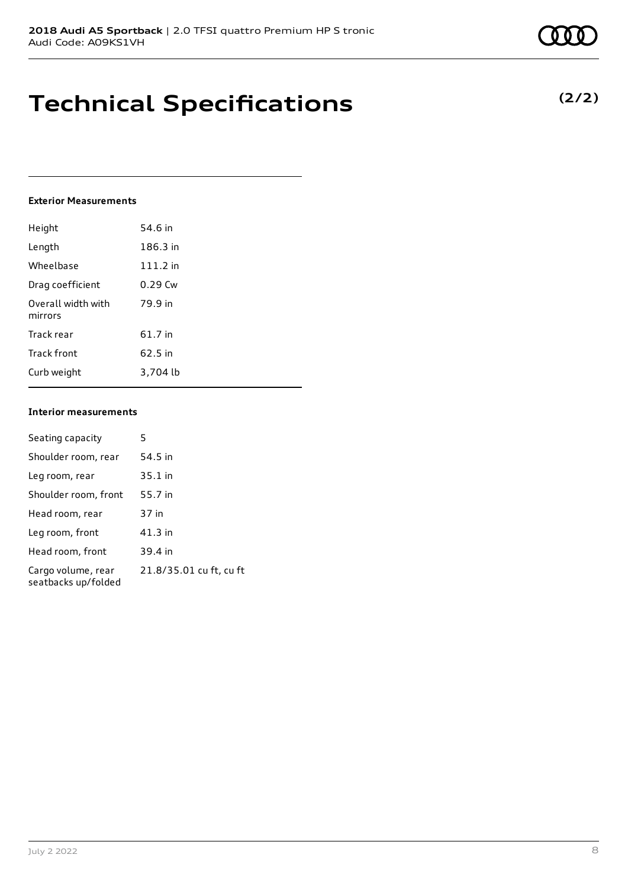# Technical Specifications

**(2/2)**

### Exterior Measurements

| | |
|---|---|
| Height | 54.6 in |
| Length | 186.3 in |
| Wheelbase | 111.2 in |
| Drag coefficient | 0.29 Cw |
| Overall width with mirrors | 79.9 in |
| Track rear | 61.7 in |
| Track front | 62.5 in |
| Curb weight | 3,704 lb |

### Interior measurements

| | |
|---|---|
| Seating capacity | 5 |
| Shoulder room, rear | 54.5 in |
| Leg room, rear | 35.1 in |
| Shoulder room, front | 55.7 in |
| Head room, rear | 37 in |
| Leg room, front | 41.3 in |
| Head room, front | 39.4 in |
| Cargo volume, rear seatbacks up/folded | 21.8/35.01 cu ft, cu ft |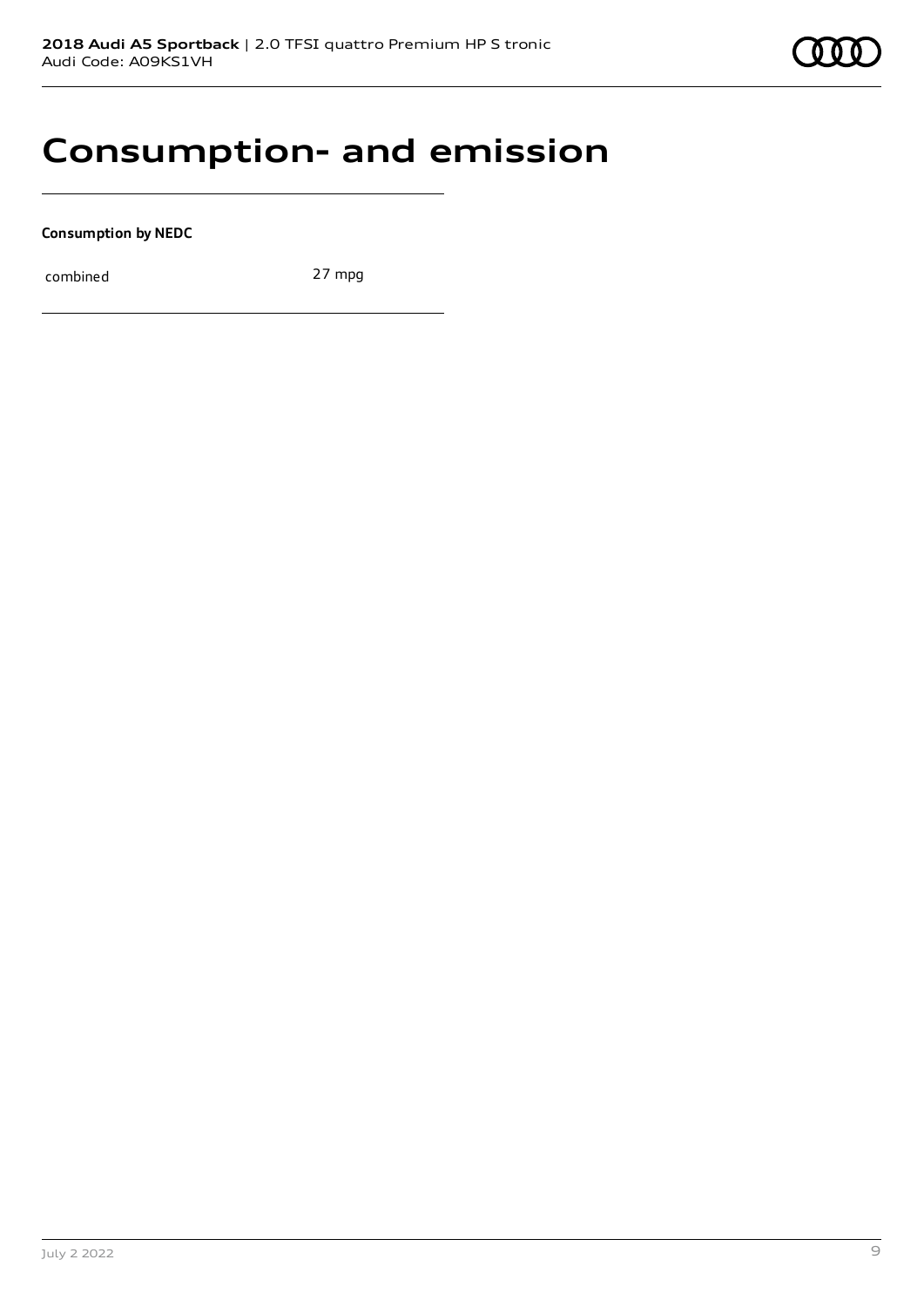# Consumption- and emission

**Consumption by NEDC**

| combined | 27 mpg |
|---|---|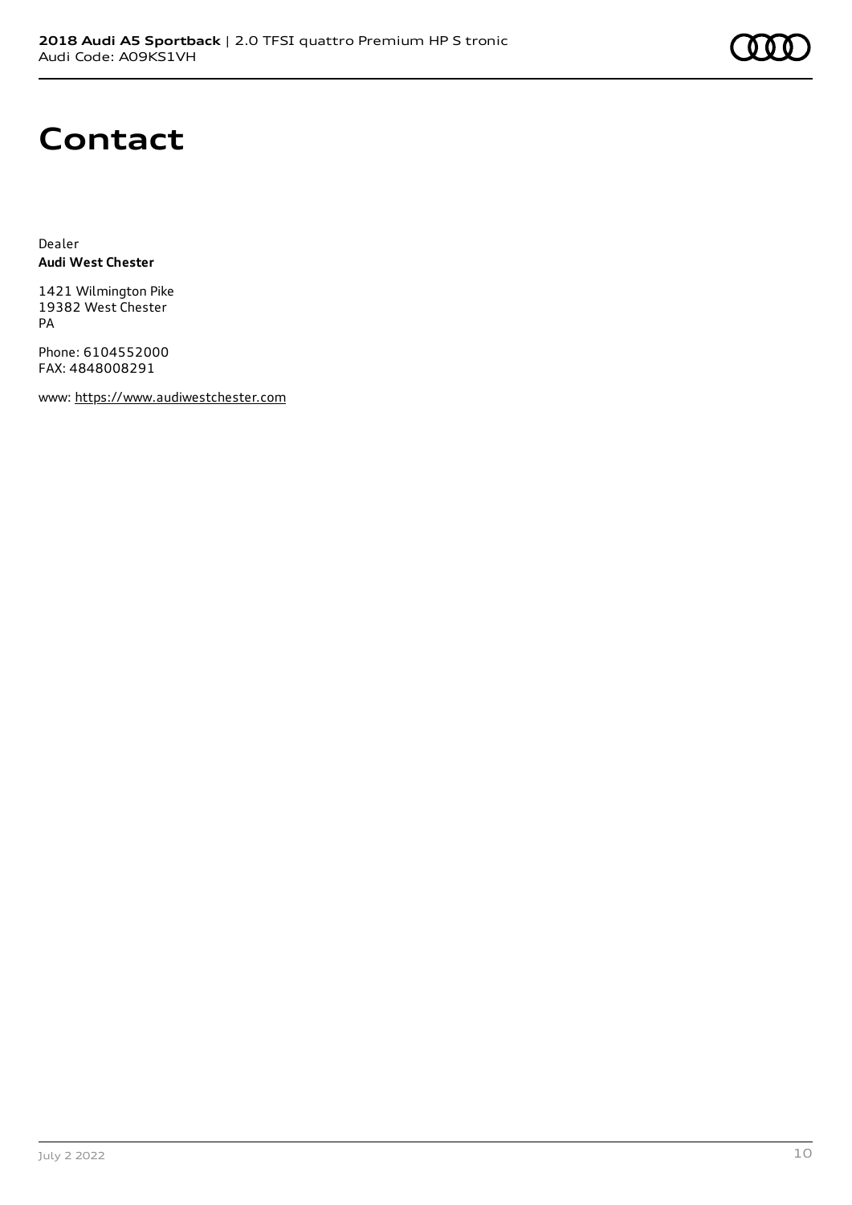# Contact

Dealer
**Audi West Chester**

1421 Wilmington Pike
19382 West Chester
PA

Phone: 6104552000
FAX: 4848008291

www: https://www.audiwestchester.com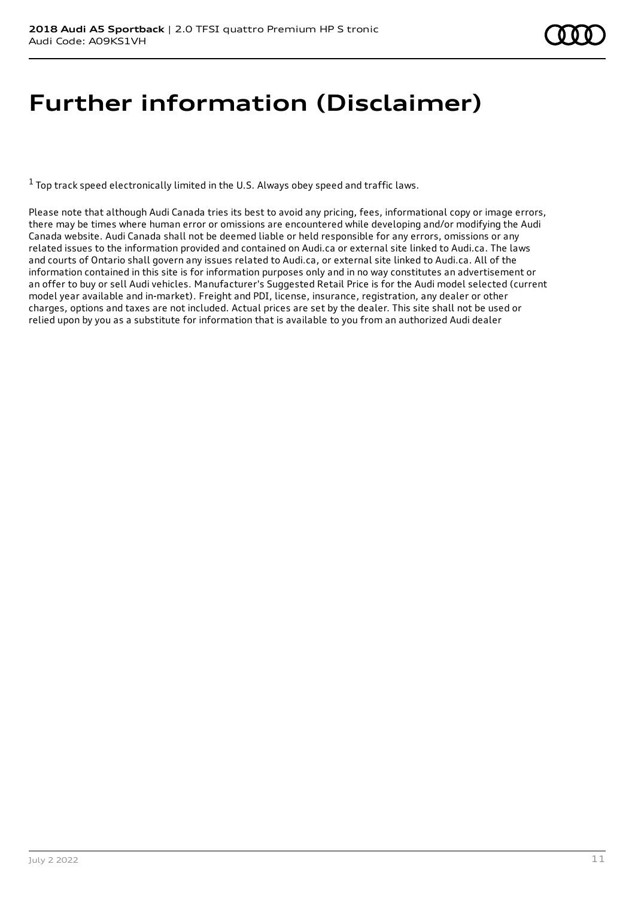# Further information (Disclaimer)

[1] Top track speed electronically limited in the U.S. Always obey speed and traffic laws.

Please note that although Audi Canada tries its best to avoid any pricing, fees, informational copy or image errors, there may be times where human error or omissions are encountered while developing and/or modifying the Audi Canada website. Audi Canada shall not be deemed liable or held responsible for any errors, omissions or any related issues to the information provided and contained on Audi.ca or external site linked to Audi.ca. The laws and courts of Ontario shall govern any issues related to Audi.ca, or external site linked to Audi.ca. All of the information contained in this site is for information purposes only and in no way constitutes an advertisement or an offer to buy or sell Audi vehicles. Manufacturer's Suggested Retail Price is for the Audi model selected (current model year available and in-market). Freight and PDI, license, insurance, registration, any dealer or other charges, options and taxes are not included. Actual prices are set by the dealer. This site shall not be used or relied upon by you as a substitute for information that is available to you from an authorized Audi dealer